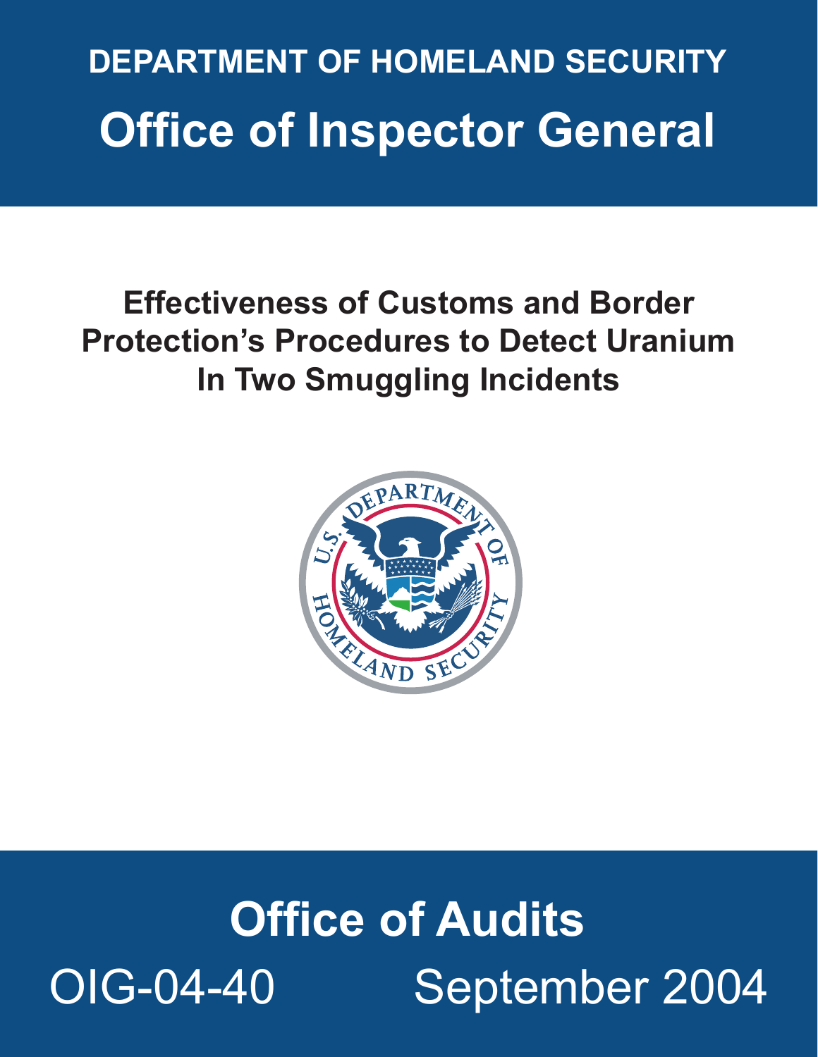# DEPARTMENT OF HOMELAND SECURITY

# Office of Inspector General

## Effectiveness of Customs and Border Protection's Procedures to Detect Uranium In Two Smuggling Incidents

# Office of Audits

OIG-04-40 September 2004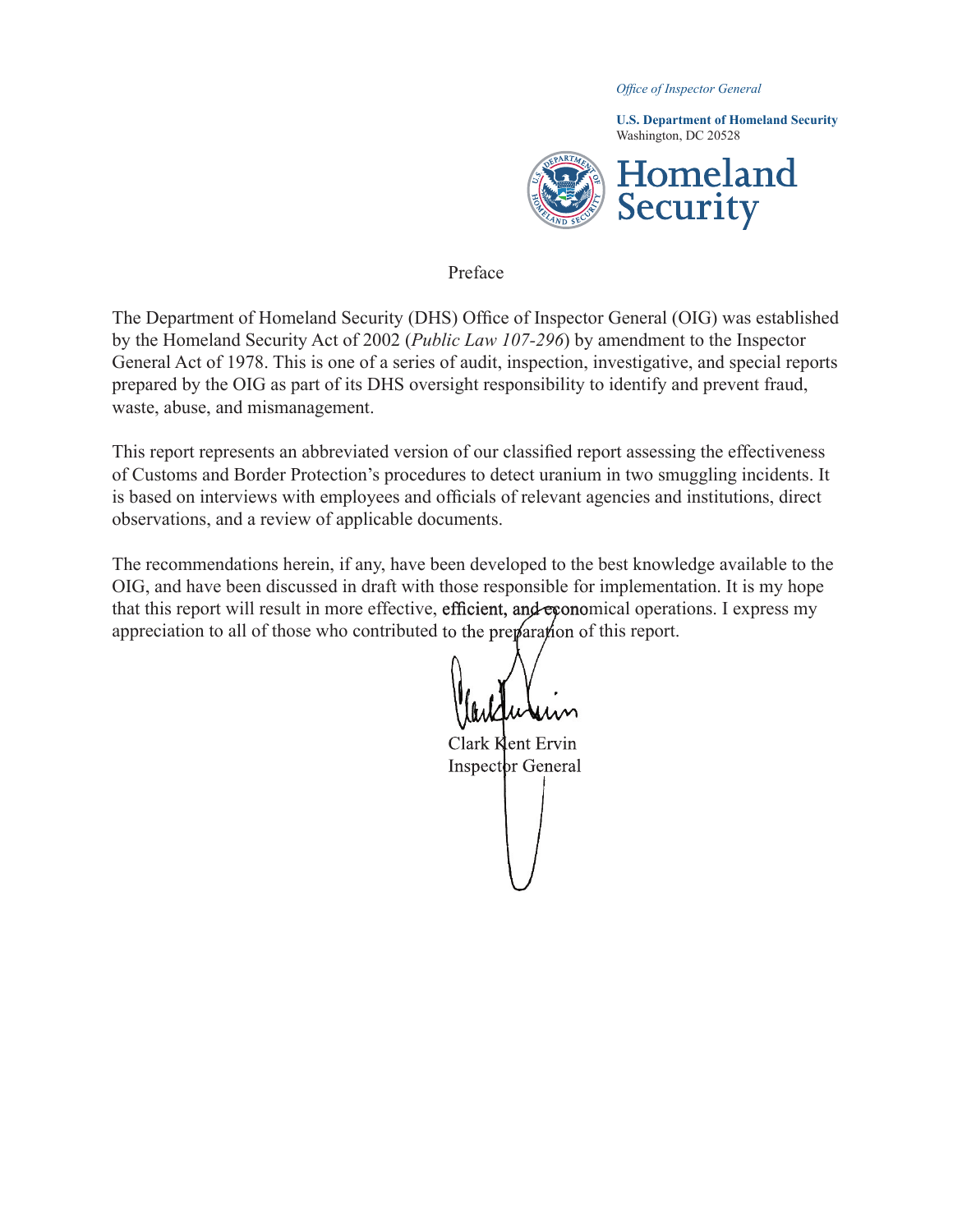*Office of Inspector General*

**U.S. Department of Homeland Security**
Washington, DC 20528

Homeland Security

Preface

The Department of Homeland Security (DHS) Office of Inspector General (OIG) was established by the Homeland Security Act of 2002 (*Public Law 107-296*) by amendment to the Inspector General Act of 1978. This is one of a series of audit, inspection, investigative, and special reports prepared by the OIG as part of its DHS oversight responsibility to identify and prevent fraud, waste, abuse, and mismanagement.

This report represents an abbreviated version of our classified report assessing the effectiveness of Customs and Border Protection's procedures to detect uranium in two smuggling incidents. It is based on interviews with employees and officials of relevant agencies and institutions, direct observations, and a review of applicable documents.

The recommendations herein, if any, have been developed to the best knowledge available to the OIG, and have been discussed in draft with those responsible for implementation. It is my hope that this report will result in more effective, efficient, and economical operations. I express my appreciation to all of those who contributed to the preparation of this report.

Clark Kent Ervin
Inspector General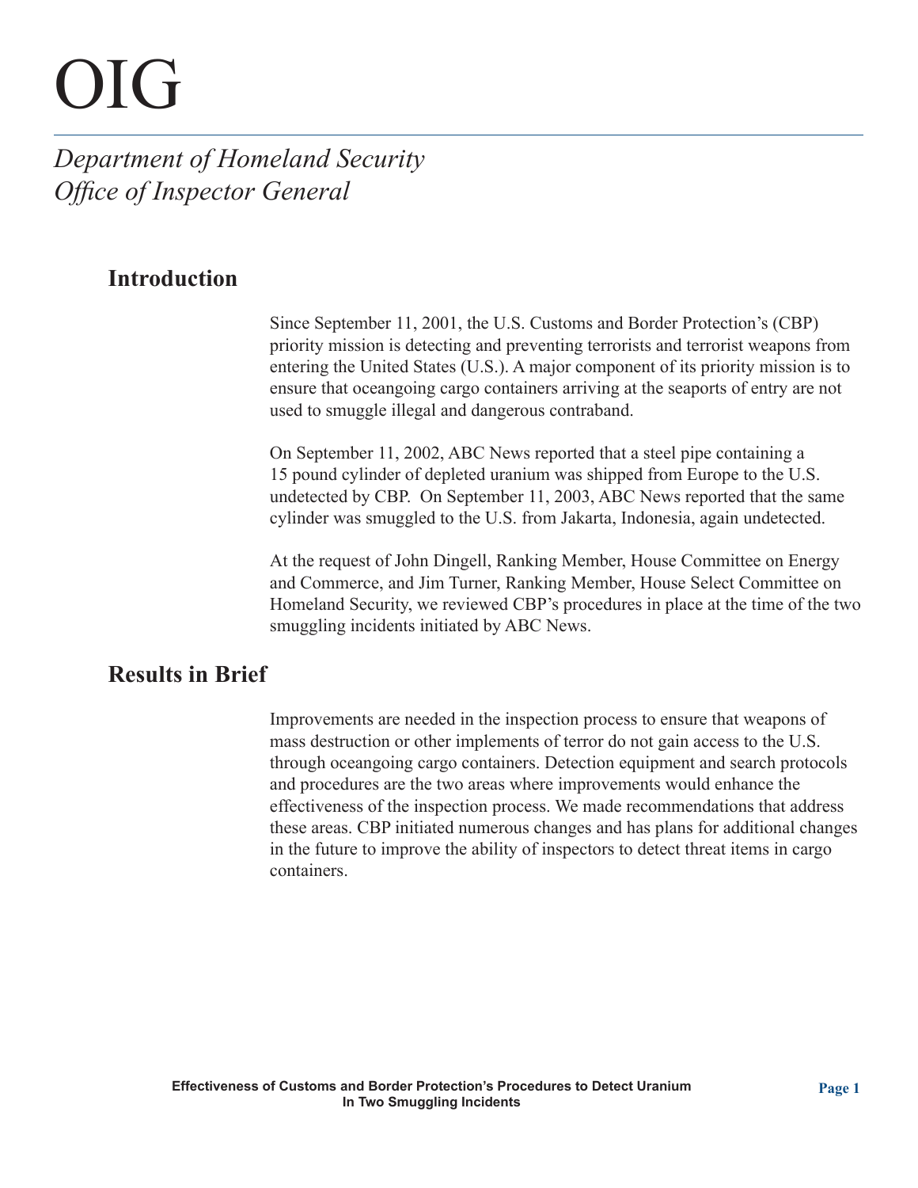# OIG

*Department of Homeland Security*
*Office of Inspector General*

## Introduction

Since September 11, 2001, the U.S. Customs and Border Protection's (CBP) priority mission is detecting and preventing terrorists and terrorist weapons from entering the United States (U.S.). A major component of its priority mission is to ensure that oceangoing cargo containers arriving at the seaports of entry are not used to smuggle illegal and dangerous contraband.

On September 11, 2002, ABC News reported that a steel pipe containing a 15 pound cylinder of depleted uranium was shipped from Europe to the U.S. undetected by CBP. On September 11, 2003, ABC News reported that the same cylinder was smuggled to the U.S. from Jakarta, Indonesia, again undetected.

At the request of John Dingell, Ranking Member, House Committee on Energy and Commerce, and Jim Turner, Ranking Member, House Select Committee on Homeland Security, we reviewed CBP's procedures in place at the time of the two smuggling incidents initiated by ABC News.

## Results in Brief

Improvements are needed in the inspection process to ensure that weapons of mass destruction or other implements of terror do not gain access to the U.S. through oceangoing cargo containers. Detection equipment and search protocols and procedures are the two areas where improvements would enhance the effectiveness of the inspection process. We made recommendations that address these areas. CBP initiated numerous changes and has plans for additional changes in the future to improve the ability of inspectors to detect threat items in cargo containers.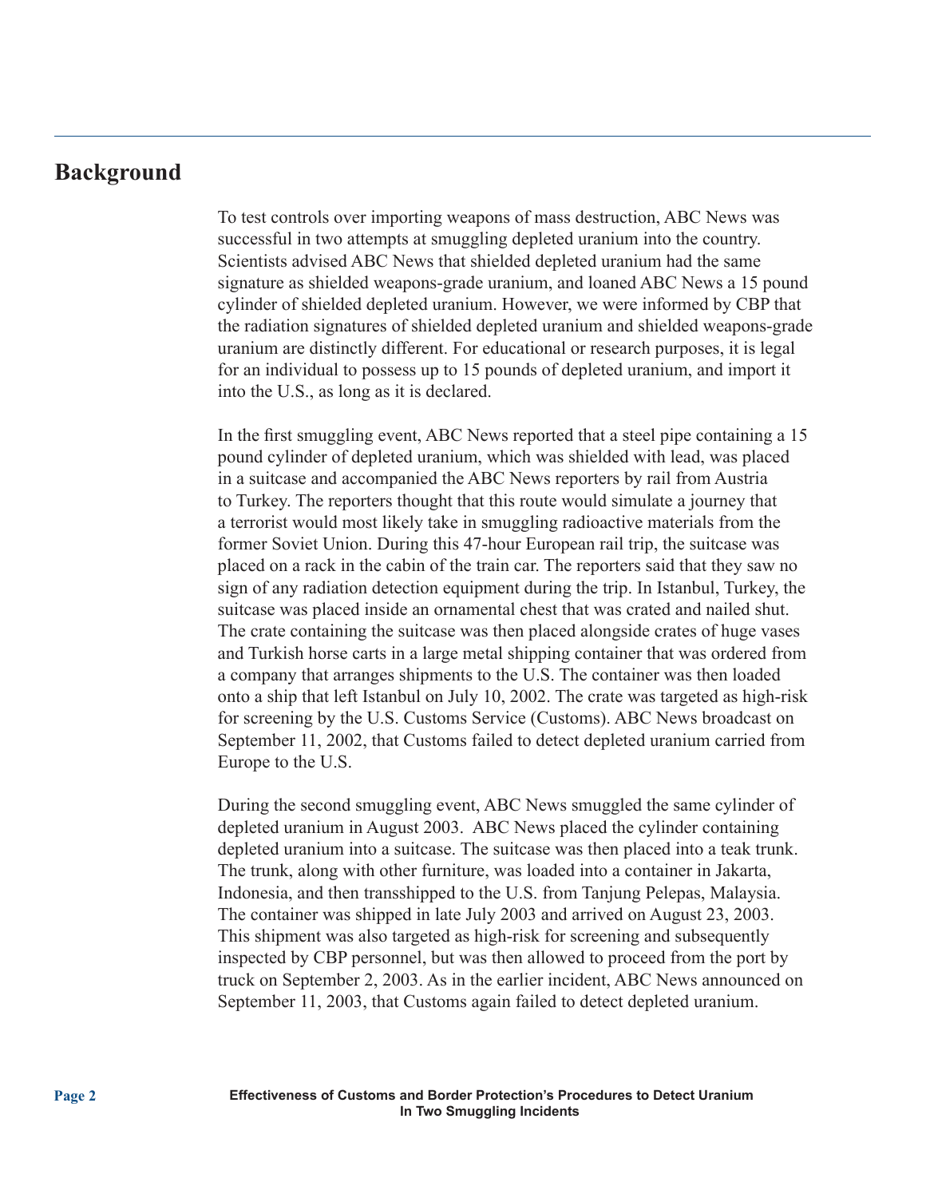## Background

To test controls over importing weapons of mass destruction, ABC News was successful in two attempts at smuggling depleted uranium into the country. Scientists advised ABC News that shielded depleted uranium had the same signature as shielded weapons-grade uranium, and loaned ABC News a 15 pound cylinder of shielded depleted uranium. However, we were informed by CBP that the radiation signatures of shielded depleted uranium and shielded weapons-grade uranium are distinctly different. For educational or research purposes, it is legal for an individual to possess up to 15 pounds of depleted uranium, and import it into the U.S., as long as it is declared.

In the first smuggling event, ABC News reported that a steel pipe containing a 15 pound cylinder of depleted uranium, which was shielded with lead, was placed in a suitcase and accompanied the ABC News reporters by rail from Austria to Turkey. The reporters thought that this route would simulate a journey that a terrorist would most likely take in smuggling radioactive materials from the former Soviet Union. During this 47-hour European rail trip, the suitcase was placed on a rack in the cabin of the train car. The reporters said that they saw no sign of any radiation detection equipment during the trip. In Istanbul, Turkey, the suitcase was placed inside an ornamental chest that was crated and nailed shut. The crate containing the suitcase was then placed alongside crates of huge vases and Turkish horse carts in a large metal shipping container that was ordered from a company that arranges shipments to the U.S. The container was then loaded onto a ship that left Istanbul on July 10, 2002. The crate was targeted as high-risk for screening by the U.S. Customs Service (Customs). ABC News broadcast on September 11, 2002, that Customs failed to detect depleted uranium carried from Europe to the U.S.

During the second smuggling event, ABC News smuggled the same cylinder of depleted uranium in August 2003. ABC News placed the cylinder containing depleted uranium into a suitcase. The suitcase was then placed into a teak trunk. The trunk, along with other furniture, was loaded into a container in Jakarta, Indonesia, and then transshipped to the U.S. from Tanjung Pelepas, Malaysia. The container was shipped in late July 2003 and arrived on August 23, 2003. This shipment was also targeted as high-risk for screening and subsequently inspected by CBP personnel, but was then allowed to proceed from the port by truck on September 2, 2003. As in the earlier incident, ABC News announced on September 11, 2003, that Customs again failed to detect depleted uranium.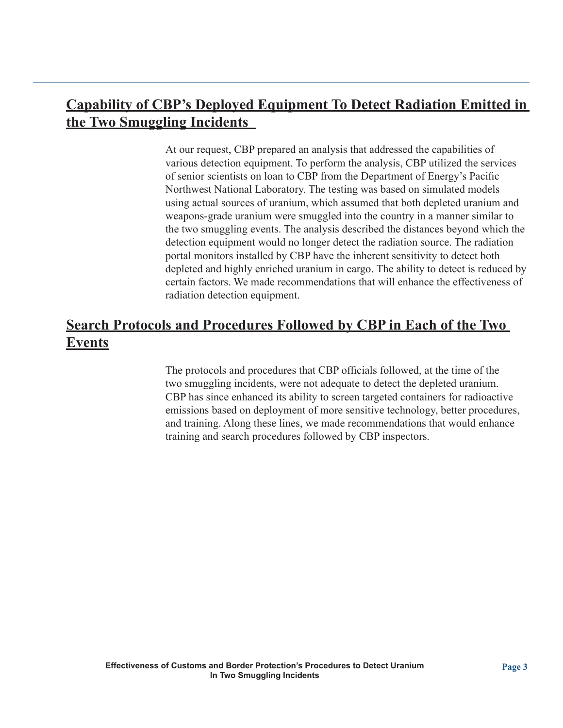## Capability of CBP's Deployed Equipment To Detect Radiation Emitted in the Two Smuggling Incidents

At our request, CBP prepared an analysis that addressed the capabilities of various detection equipment. To perform the analysis, CBP utilized the services of senior scientists on loan to CBP from the Department of Energy's Pacific Northwest National Laboratory. The testing was based on simulated models using actual sources of uranium, which assumed that both depleted uranium and weapons-grade uranium were smuggled into the country in a manner similar to the two smuggling events. The analysis described the distances beyond which the detection equipment would no longer detect the radiation source. The radiation portal monitors installed by CBP have the inherent sensitivity to detect both depleted and highly enriched uranium in cargo. The ability to detect is reduced by certain factors. We made recommendations that will enhance the effectiveness of radiation detection equipment.

## Search Protocols and Procedures Followed by CBP in Each of the Two Events

The protocols and procedures that CBP officials followed, at the time of the two smuggling incidents, were not adequate to detect the depleted uranium. CBP has since enhanced its ability to screen targeted containers for radioactive emissions based on deployment of more sensitive technology, better procedures, and training. Along these lines, we made recommendations that would enhance training and search procedures followed by CBP inspectors.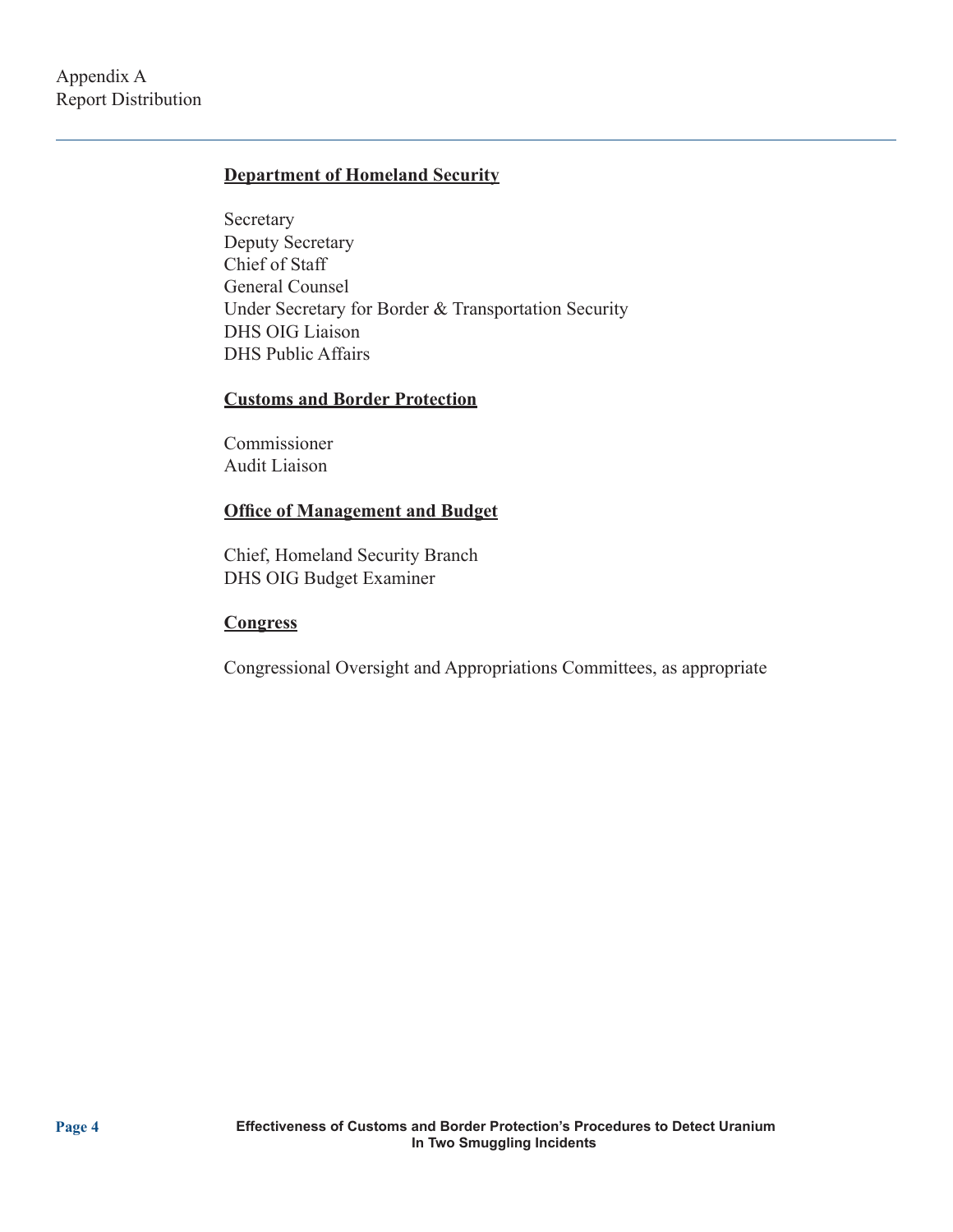# Appendix A
# Report Distribution

**Department of Homeland Security**

Secretary
Deputy Secretary
Chief of Staff
General Counsel
Under Secretary for Border & Transportation Security
DHS OIG Liaison
DHS Public Affairs

**Customs and Border Protection**

Commissioner
Audit Liaison

**Office of Management and Budget**

Chief, Homeland Security Branch
DHS OIG Budget Examiner

**Congress**

Congressional Oversight and Appropriations Committees, as appropriate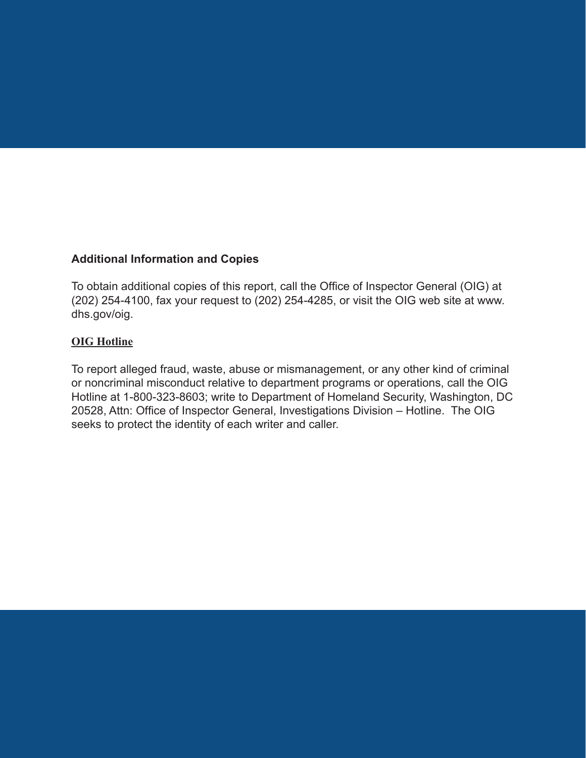## Additional Information and Copies

To obtain additional copies of this report, call the Office of Inspector General (OIG) at (202) 254-4100, fax your request to (202) 254-4285, or visit the OIG web site at www.dhs.gov/oig.

## OIG Hotline

To report alleged fraud, waste, abuse or mismanagement, or any other kind of criminal or noncriminal misconduct relative to department programs or operations, call the OIG Hotline at 1-800-323-8603; write to Department of Homeland Security, Washington, DC 20528, Attn: Office of Inspector General, Investigations Division – Hotline. The OIG seeks to protect the identity of each writer and caller.